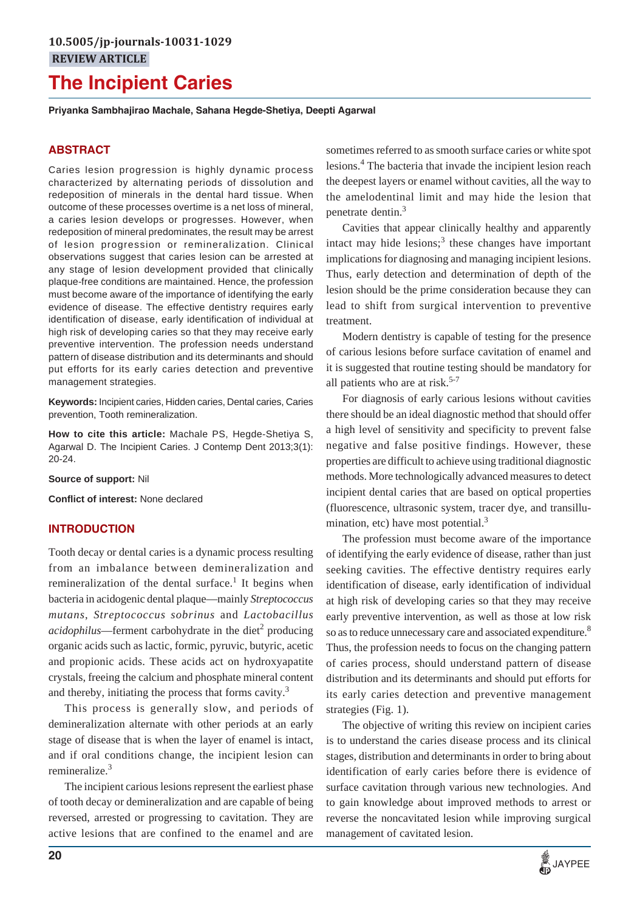10.5005/jp-journals-10031-1029

REVIEW ARTICLE

# The Incipient Caries

**Priyanka Sambhajirao Machale, Sahana Hegde-Shetiya, Deepti Agarwal**

## ABSTRACT

Caries lesion progression is highly dynamic process characterized by alternating periods of dissolution and redeposition of minerals in the dental hard tissue. When outcome of these processes overtime is a net loss of mineral, a caries lesion develops or progresses. However, when redeposition of mineral predominates, the result may be arrest of lesion progression or remineralization. Clinical observations suggest that caries lesion can be arrested at any stage of lesion development provided that clinically plaque-free conditions are maintained. Hence, the profession must become aware of the importance of identifying the early evidence of disease. The effective dentistry requires early identification of disease, early identification of individual at high risk of developing caries so that they may receive early preventive intervention. The profession needs understand pattern of disease distribution and its determinants and should put efforts for its early caries detection and preventive management strategies.

**Keywords:** Incipient caries, Hidden caries, Dental caries, Caries prevention, Tooth remineralization.

**How to cite this article:** Machale PS, Hegde-Shetiya S, Agarwal D. The Incipient Caries. J Contemp Dent 2013;3(1): 20-24.

**Source of support:** Nil

**Conflict of interest:** None declared

## INTRODUCTION

Tooth decay or dental caries is a dynamic process resulting from an imbalance between demineralization and remineralization of the dental surface.[1] It begins when bacteria in acidogenic dental plaque—mainly *Streptococcus mutans*, *Streptococcus sobrinus* and *Lactobacillus acidophilus*—ferment carbohydrate in the diet[2] producing organic acids such as lactic, formic, pyruvic, butyric, acetic and propionic acids. These acids act on hydroxyapatite crystals, freeing the calcium and phosphate mineral content and thereby, initiating the process that forms cavity.[3]

This process is generally slow, and periods of demineralization alternate with other periods at an early stage of disease that is when the layer of enamel is intact, and if oral conditions change, the incipient lesion can remineralize.[3]

The incipient carious lesions represent the earliest phase of tooth decay or demineralization and are capable of being reversed, arrested or progressing to cavitation. They are active lesions that are confined to the enamel and are sometimes referred to as smooth surface caries or white spot lesions.[4] The bacteria that invade the incipient lesion reach the deepest layers or enamel without cavities, all the way to the amelodentinal limit and may hide the lesion that penetrate dentin.[3]

Cavities that appear clinically healthy and apparently intact may hide lesions;[3] these changes have important implications for diagnosing and managing incipient lesions. Thus, early detection and determination of depth of the lesion should be the prime consideration because they can lead to shift from surgical intervention to preventive treatment.

Modern dentistry is capable of testing for the presence of carious lesions before surface cavitation of enamel and it is suggested that routine testing should be mandatory for all patients who are at risk.[5-7]

For diagnosis of early carious lesions without cavities there should be an ideal diagnostic method that should offer a high level of sensitivity and specificity to prevent false negative and false positive findings. However, these properties are difficult to achieve using traditional diagnostic methods. More technologically advanced measures to detect incipient dental caries that are based on optical properties (fluorescence, ultrasonic system, tracer dye, and transillumination, etc) have most potential.[3]

The profession must become aware of the importance of identifying the early evidence of disease, rather than just seeking cavities. The effective dentistry requires early identification of disease, early identification of individual at high risk of developing caries so that they may receive early preventive intervention, as well as those at low risk so as to reduce unnecessary care and associated expenditure.[8] Thus, the profession needs to focus on the changing pattern of caries process, should understand pattern of disease distribution and its determinants and should put efforts for its early caries detection and preventive management strategies (Fig. 1).

The objective of writing this review on incipient caries is to understand the caries disease process and its clinical stages, distribution and determinants in order to bring about identification of early caries before there is evidence of surface cavitation through various new technologies. And to gain knowledge about improved methods to arrest or reverse the noncavitated lesion while improving surgical management of cavitated lesion.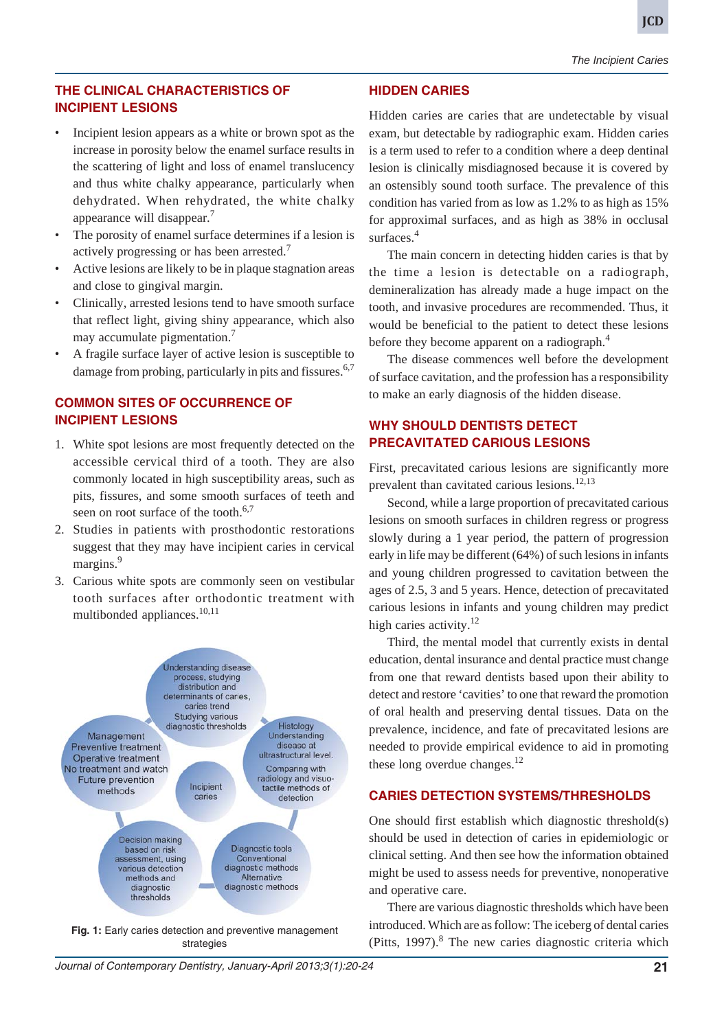## THE CLINICAL CHARACTERISTICS OF INCIPIENT LESIONS

- Incipient lesion appears as a white or brown spot as the increase in porosity below the enamel surface results in the scattering of light and loss of enamel translucency and thus white chalky appearance, particularly when dehydrated. When rehydrated, the white chalky appearance will disappear.[7]
- The porosity of enamel surface determines if a lesion is actively progressing or has been arrested.[7]
- Active lesions are likely to be in plaque stagnation areas and close to gingival margin.
- Clinically, arrested lesions tend to have smooth surface that reflect light, giving shiny appearance, which also may accumulate pigmentation.[7]
- A fragile surface layer of active lesion is susceptible to damage from probing, particularly in pits and fissures.[6,7]

## COMMON SITES OF OCCURRENCE OF INCIPIENT LESIONS

1. White spot lesions are most frequently detected on the accessible cervical third of a tooth. They are also commonly located in high susceptibility areas, such as pits, fissures, and some smooth surfaces of teeth and seen on root surface of the tooth.[6,7]
2. Studies in patients with prosthodontic restorations suggest that they may have incipient caries in cervical margins.[9]
3. Carious white spots are commonly seen on vestibular tooth surfaces after orthodontic treatment with multibonded appliances.[10,11]

Understanding disease process, studying distribution and determinants of caries, caries trend Studying various diagnostic thresholds

Histology Understanding disease at ultrastructural level. Comparing with radiology and visuo-tactile methods of detection

Diagnostic tools Conventional diagnostic methods Alternative diagnostic methods

Decision making based on risk assessment, using various detection methods and diagnostic thresholds

Management Preventive treatment Operative treatment No treatment and watch Future prevention methods

Incipient caries

**Fig. 1:** Early caries detection and preventive management strategies

## HIDDEN CARIES

Hidden caries are caries that are undetectable by visual exam, but detectable by radiographic exam. Hidden caries is a term used to refer to a condition where a deep dentinal lesion is clinically misdiagnosed because it is covered by an ostensibly sound tooth surface. The prevalence of this condition has varied from as low as 1.2% to as high as 15% for approximal surfaces, and as high as 38% in occlusal surfaces.[4]

The main concern in detecting hidden caries is that by the time a lesion is detectable on a radiograph, demineralization has already made a huge impact on the tooth, and invasive procedures are recommended. Thus, it would be beneficial to the patient to detect these lesions before they become apparent on a radiograph.[4]

The disease commences well before the development of surface cavitation, and the profession has a responsibility to make an early diagnosis of the hidden disease.

## WHY SHOULD DENTISTS DETECT PRECAVITATED CARIOUS LESIONS

First, precavitated carious lesions are significantly more prevalent than cavitated carious lesions.[12,13]

Second, while a large proportion of precavitated carious lesions on smooth surfaces in children regress or progress slowly during a 1 year period, the pattern of progression early in life may be different (64%) of such lesions in infants and young children progressed to cavitation between the ages of 2.5, 3 and 5 years. Hence, detection of precavitated carious lesions in infants and young children may predict high caries activity.[12]

Third, the mental model that currently exists in dental education, dental insurance and dental practice must change from one that reward dentists based upon their ability to detect and restore 'cavities' to one that reward the promotion of oral health and preserving dental tissues. Data on the prevalence, incidence, and fate of precavitated lesions are needed to provide empirical evidence to aid in promoting these long overdue changes.[12]

## CARIES DETECTION SYSTEMS/THRESHOLDS

One should first establish which diagnostic threshold(s) should be used in detection of caries in epidemiologic or clinical setting. And then see how the information obtained might be used to assess needs for preventive, nonoperative and operative care.

There are various diagnostic thresholds which have been introduced. Which are as follow: The iceberg of dental caries (Pitts, 1997).[8] The new caries diagnostic criteria which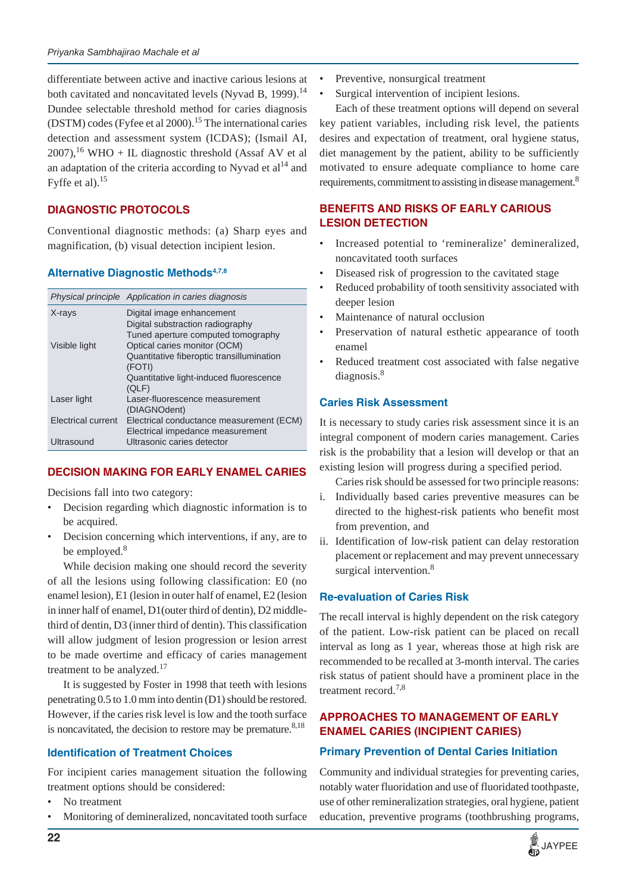differentiate between active and inactive carious lesions at both cavitated and noncavitated levels (Nyvad B, 1999).[14] Dundee selectable threshold method for caries diagnosis (DSTM) codes (Fyfee et al 2000).[15] The international caries detection and assessment system (ICDAS); (Ismail AI, 2007),[16] WHO + IL diagnostic threshold (Assaf AV et al an adaptation of the criteria according to Nyvad et al[14] and Fyffe et al).[15]

## DIAGNOSTIC PROTOCOLS

Conventional diagnostic methods: (a) Sharp eyes and magnification, (b) visual detection incipient lesion.

### Alternative Diagnostic Methods[4,7,8]

| *Physical principle* | *Application in caries diagnosis* |
|---|---|
| X-rays | Digital image enhancement<br>Digital substraction radiography<br>Tuned aperture computed tomography |
| Visible light | Optical caries monitor (OCM)<br>Quantitative fiberoptic transillumination (FOTI)<br>Quantitative light-induced fluorescence (QLF) |
| Laser light | Laser-fluorescence measurement (DIAGNOdent) |
| Electrical current | Electrical conductance measurement (ECM)<br>Electrical impedance measurement |
| Ultrasound | Ultrasonic caries detector |

## DECISION MAKING FOR EARLY ENAMEL CARIES

Decisions fall into two category:

- Decision regarding which diagnostic information is to be acquired.
- Decision concerning which interventions, if any, are to be employed.[8]

While decision making one should record the severity of all the lesions using following classification: E0 (no enamel lesion), E1 (lesion in outer half of enamel, E2 (lesion in inner half of enamel, D1(outer third of dentin), D2 middle-third of dentin, D3 (inner third of dentin). This classification will allow judgment of lesion progression or lesion arrest to be made overtime and efficacy of caries management treatment to be analyzed.[17]

It is suggested by Foster in 1998 that teeth with lesions penetrating 0.5 to 1.0 mm into dentin (D1) should be restored. However, if the caries risk level is low and the tooth surface is noncavitated, the decision to restore may be premature.[8,18]

### Identification of Treatment Choices

For incipient caries management situation the following treatment options should be considered:

- No treatment
- Monitoring of demineralized, noncavitated tooth surface
- Preventive, nonsurgical treatment
- Surgical intervention of incipient lesions.

Each of these treatment options will depend on several key patient variables, including risk level, the patients desires and expectation of treatment, oral hygiene status, diet management by the patient, ability to be sufficiently motivated to ensure adequate compliance to home care requirements, commitment to assisting in disease management.[8]

## BENEFITS AND RISKS OF EARLY CARIOUS LESION DETECTION

- Increased potential to 'remineralize' demineralized, noncavitated tooth surfaces
- Diseased risk of progression to the cavitated stage
- Reduced probability of tooth sensitivity associated with deeper lesion
- Maintenance of natural occlusion
- Preservation of natural esthetic appearance of tooth enamel
- Reduced treatment cost associated with false negative diagnosis.[8]

### Caries Risk Assessment

It is necessary to study caries risk assessment since it is an integral component of modern caries management. Caries risk is the probability that a lesion will develop or that an existing lesion will progress during a specified period.

Caries risk should be assessed for two principle reasons:

i. Individually based caries preventive measures can be directed to the highest-risk patients who benefit most from prevention, and
ii. Identification of low-risk patient can delay restoration placement or replacement and may prevent unnecessary surgical intervention.[8]

### Re-evaluation of Caries Risk

The recall interval is highly dependent on the risk category of the patient. Low-risk patient can be placed on recall interval as long as 1 year, whereas those at high risk are recommended to be recalled at 3-month interval. The caries risk status of patient should have a prominent place in the treatment record.[7,8]

## APPROACHES TO MANAGEMENT OF EARLY ENAMEL CARIES (INCIPIENT CARIES)

### Primary Prevention of Dental Caries Initiation

Community and individual strategies for preventing caries, notably water fluoridation and use of fluoridated toothpaste, use of other remineralization strategies, oral hygiene, patient education, preventive programs (toothbrushing programs,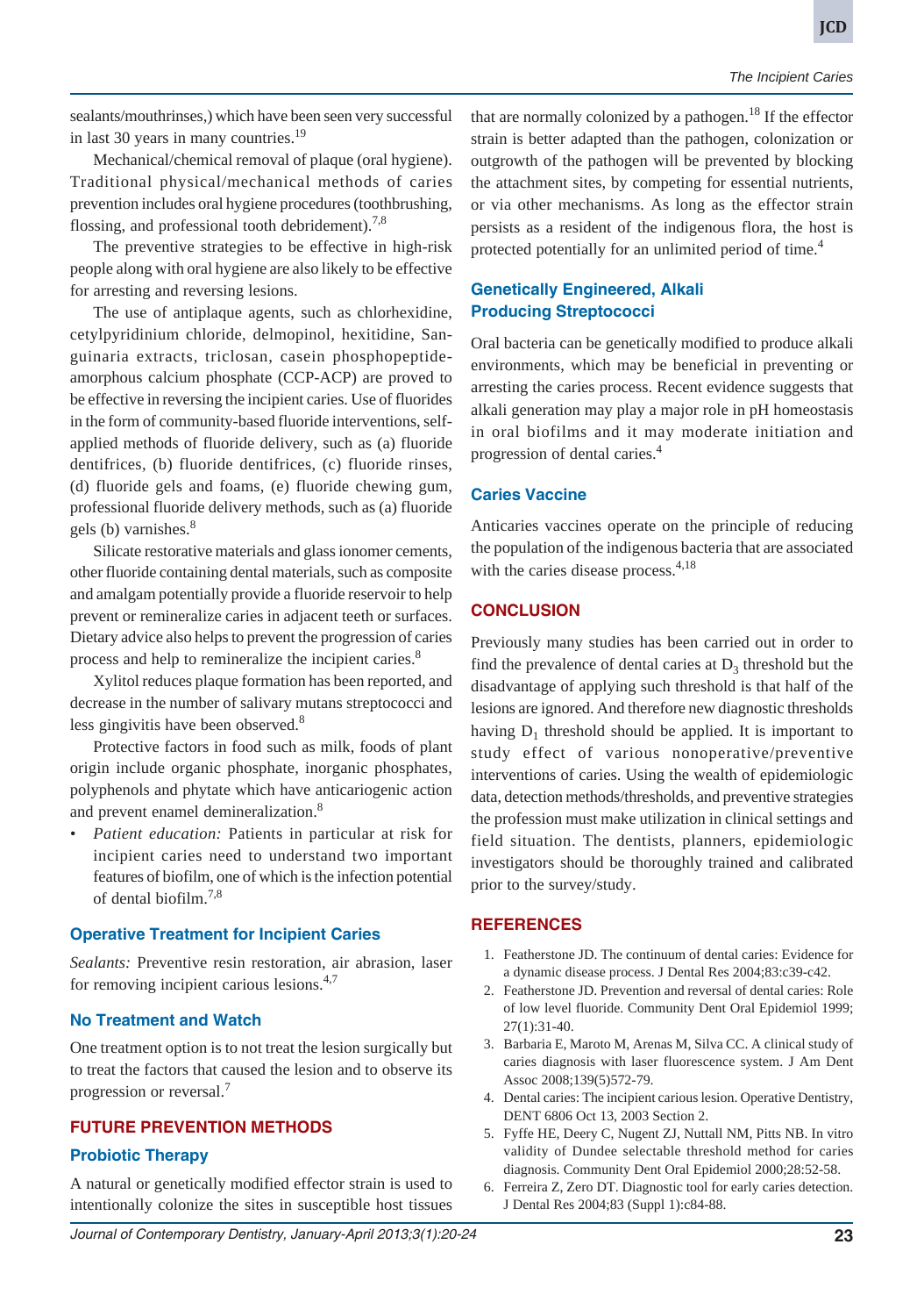sealants/mouthrinses,) which have been seen very successful in last 30 years in many countries.[19]

Mechanical/chemical removal of plaque (oral hygiene). Traditional physical/mechanical methods of caries prevention includes oral hygiene procedures (toothbrushing, flossing, and professional tooth debridement).[7,8]

The preventive strategies to be effective in high-risk people along with oral hygiene are also likely to be effective for arresting and reversing lesions.

The use of antiplaque agents, such as chlorhexidine, cetylpyridinium chloride, delmopinol, hexitidine, Sanguinaria extracts, triclosan, casein phosphopeptide-amorphous calcium phosphate (CCP-ACP) are proved to be effective in reversing the incipient caries. Use of fluorides in the form of community-based fluoride interventions, self-applied methods of fluoride delivery, such as (a) fluoride dentifrices, (b) fluoride dentifrices, (c) fluoride rinses, (d) fluoride gels and foams, (e) fluoride chewing gum, professional fluoride delivery methods, such as (a) fluoride gels (b) varnishes.[8]

Silicate restorative materials and glass ionomer cements, other fluoride containing dental materials, such as composite and amalgam potentially provide a fluoride reservoir to help prevent or remineralize caries in adjacent teeth or surfaces. Dietary advice also helps to prevent the progression of caries process and help to remineralize the incipient caries.[8]

Xylitol reduces plaque formation has been reported, and decrease in the number of salivary mutans streptococci and less gingivitis have been observed.[8]

Protective factors in food such as milk, foods of plant origin include organic phosphate, inorganic phosphates, polyphenols and phytate which have anticariogenic action and prevent enamel demineralization.[8]

- *Patient education:* Patients in particular at risk for incipient caries need to understand two important features of biofilm, one of which is the infection potential of dental biofilm.[7,8]

### Operative Treatment for Incipient Caries

*Sealants:* Preventive resin restoration, air abrasion, laser for removing incipient carious lesions.[4,7]

### No Treatment and Watch

One treatment option is to not treat the lesion surgically but to treat the factors that caused the lesion and to observe its progression or reversal.[7]

## FUTURE PREVENTION METHODS

### Probiotic Therapy

A natural or genetically modified effector strain is used to intentionally colonize the sites in susceptible host tissues that are normally colonized by a pathogen.[18] If the effector strain is better adapted than the pathogen, colonization or outgrowth of the pathogen will be prevented by blocking the attachment sites, by competing for essential nutrients, or via other mechanisms. As long as the effector strain persists as a resident of the indigenous flora, the host is protected potentially for an unlimited period of time.[4]

### Genetically Engineered, Alkali Producing Streptococci

Oral bacteria can be genetically modified to produce alkali environments, which may be beneficial in preventing or arresting the caries process. Recent evidence suggests that alkali generation may play a major role in pH homeostasis in oral biofilms and it may moderate initiation and progression of dental caries.[4]

### Caries Vaccine

Anticaries vaccines operate on the principle of reducing the population of the indigenous bacteria that are associated with the caries disease process.[4,18]

## CONCLUSION

Previously many studies has been carried out in order to find the prevalence of dental caries at $D_3$ threshold but the disadvantage of applying such threshold is that half of the lesions are ignored. And therefore new diagnostic thresholds having $D_1$ threshold should be applied. It is important to study effect of various nonoperative/preventive interventions of caries. Using the wealth of epidemiologic data, detection methods/thresholds, and preventive strategies the profession must make utilization in clinical settings and field situation. The dentists, planners, epidemiologic investigators should be thoroughly trained and calibrated prior to the survey/study.

## REFERENCES

1. Featherstone JD. The continuum of dental caries: Evidence for a dynamic disease process. J Dental Res 2004;83:c39-c42.
2. Featherstone JD. Prevention and reversal of dental caries: Role of low level fluoride. Community Dent Oral Epidemiol 1999; 27(1):31-40.
3. Barbaria E, Maroto M, Arenas M, Silva CC. A clinical study of caries diagnosis with laser fluorescence system. J Am Dent Assoc 2008;139(5)572-79.
4. Dental caries: The incipient carious lesion. Operative Dentistry, DENT 6806 Oct 13, 2003 Section 2.
5. Fyffe HE, Deery C, Nugent ZJ, Nuttall NM, Pitts NB. In vitro validity of Dundee selectable threshold method for caries diagnosis. Community Dent Oral Epidemiol 2000;28:52-58.
6. Ferreira Z, Zero DT. Diagnostic tool for early caries detection. J Dental Res 2004;83 (Suppl 1):c84-88.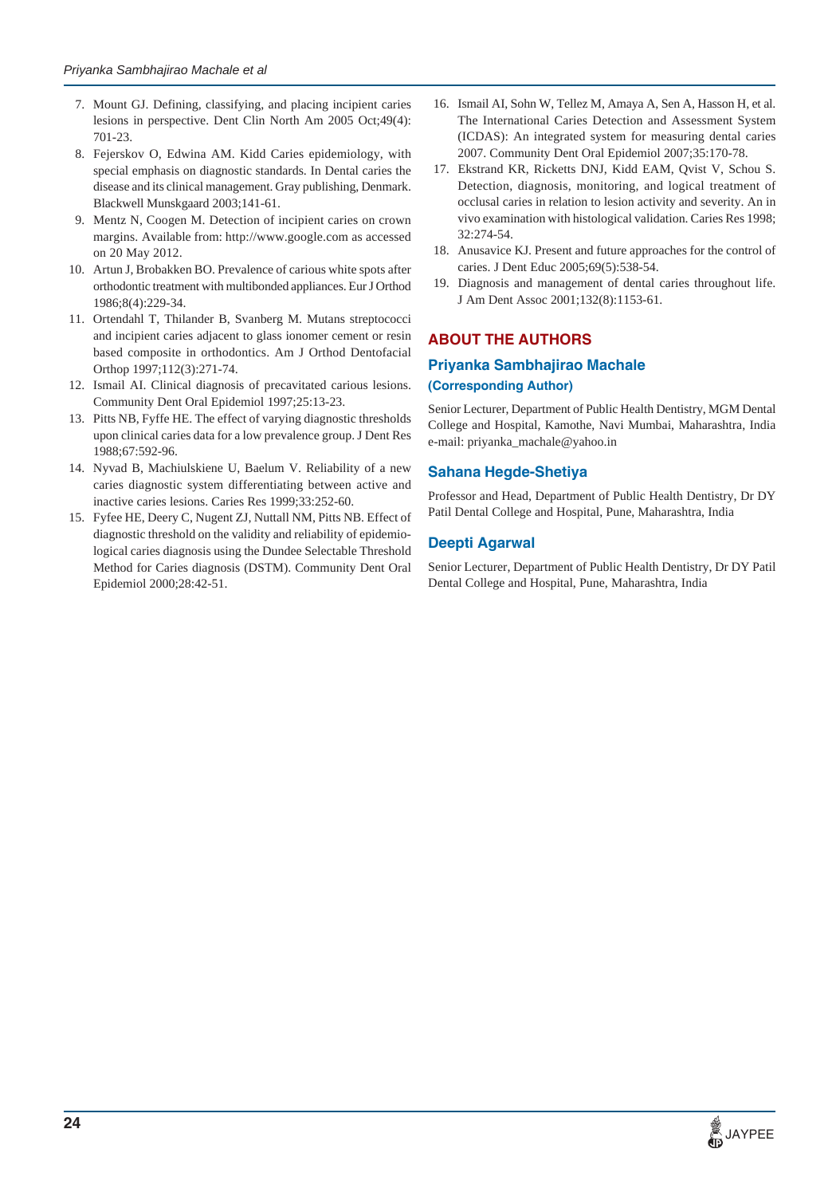7. Mount GJ. Defining, classifying, and placing incipient caries lesions in perspective. Dent Clin North Am 2005 Oct;49(4): 701-23.
8. Fejerskov O, Edwina AM. Kidd Caries epidemiology, with special emphasis on diagnostic standards. In Dental caries the disease and its clinical management. Gray publishing, Denmark. Blackwell Munskgaard 2003;141-61.
9. Mentz N, Coogen M. Detection of incipient caries on crown margins. Available from: http://www.google.com as accessed on 20 May 2012.
10. Artun J, Brobakken BO. Prevalence of carious white spots after orthodontic treatment with multibonded appliances. Eur J Orthod 1986;8(4):229-34.
11. Ortendahl T, Thilander B, Svanberg M. Mutans streptococci and incipient caries adjacent to glass ionomer cement or resin based composite in orthodontics. Am J Orthod Dentofacial Orthop 1997;112(3):271-74.
12. Ismail AI. Clinical diagnosis of precavitated carious lesions. Community Dent Oral Epidemiol 1997;25:13-23.
13. Pitts NB, Fyffe HE. The effect of varying diagnostic thresholds upon clinical caries data for a low prevalence group. J Dent Res 1988;67:592-96.
14. Nyvad B, Machiulskiene U, Baelum V. Reliability of a new caries diagnostic system differentiating between active and inactive caries lesions. Caries Res 1999;33:252-60.
15. Fyfee HE, Deery C, Nugent ZJ, Nuttall NM, Pitts NB. Effect of diagnostic threshold on the validity and reliability of epidemiological caries diagnosis using the Dundee Selectable Threshold Method for Caries diagnosis (DSTM). Community Dent Oral Epidemiol 2000;28:42-51.
16. Ismail AI, Sohn W, Tellez M, Amaya A, Sen A, Hasson H, et al. The International Caries Detection and Assessment System (ICDAS): An integrated system for measuring dental caries 2007. Community Dent Oral Epidemiol 2007;35:170-78.
17. Ekstrand KR, Ricketts DNJ, Kidd EAM, Qvist V, Schou S. Detection, diagnosis, monitoring, and logical treatment of occlusal caries in relation to lesion activity and severity. An in vivo examination with histological validation. Caries Res 1998; 32:274-54.
18. Anusavice KJ. Present and future approaches for the control of caries. J Dent Educ 2005;69(5):538-54.
19. Diagnosis and management of dental caries throughout life. J Am Dent Assoc 2001;132(8):1153-61.

## ABOUT THE AUTHORS

### Priyanka Sambhajirao Machale

**(Corresponding Author)**

Senior Lecturer, Department of Public Health Dentistry, MGM Dental College and Hospital, Kamothe, Navi Mumbai, Maharashtra, India
e-mail: priyanka_machale@yahoo.in

### Sahana Hegde-Shetiya

Professor and Head, Department of Public Health Dentistry, Dr DY Patil Dental College and Hospital, Pune, Maharashtra, India

### Deepti Agarwal

Senior Lecturer, Department of Public Health Dentistry, Dr DY Patil Dental College and Hospital, Pune, Maharashtra, India